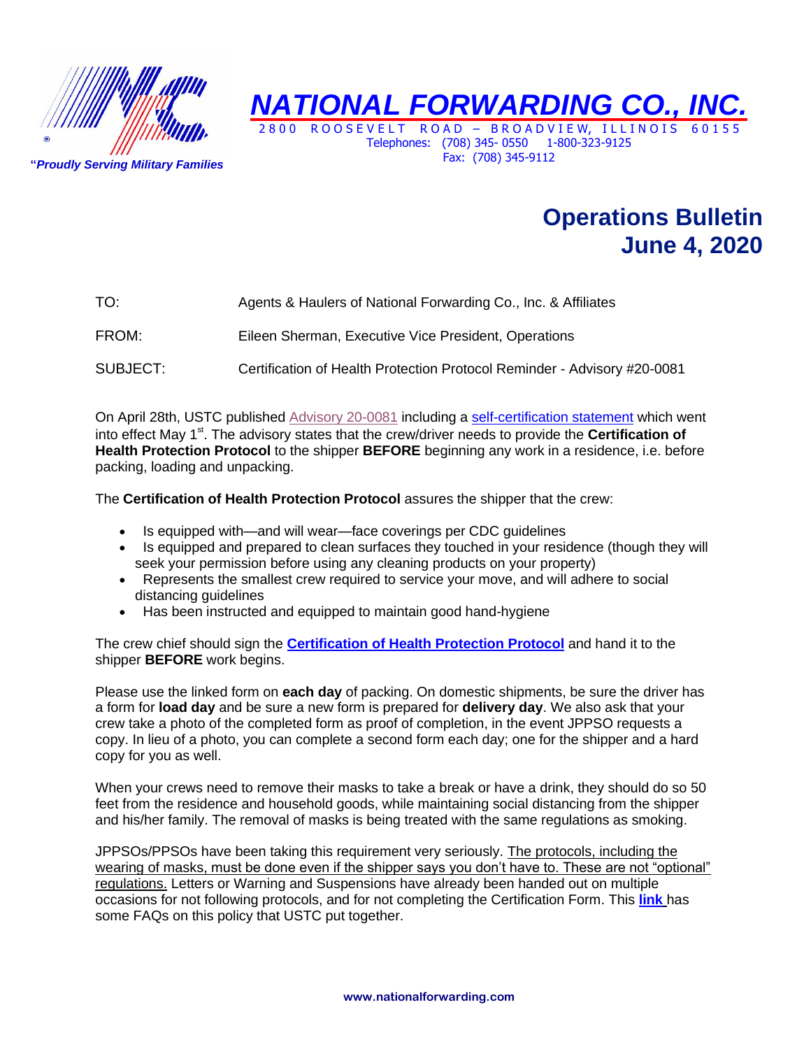# NATIONAL FORWARDING CO., INC.

2800 ROOSEVELT ROAD – BROADVIEW, ILLINOIS 60155
Telephones: (708) 345- 0550 1-800-323-9125
Fax: (708) 345-9112

"*Proudly Serving Military Families*

## Operations Bulletin
## June 4, 2020

TO: Agents & Haulers of National Forwarding Co., Inc. & Affiliates

FROM: Eileen Sherman, Executive Vice President, Operations

SUBJECT: Certification of Health Protection Protocol Reminder - Advisory #20-0081

On April 28th, USTC published Advisory 20-0081 including a self-certification statement which went into effect May 1st. The advisory states that the crew/driver needs to provide the **Certification of Health Protection Protocol** to the shipper **BEFORE** beginning any work in a residence, i.e. before packing, loading and unpacking.

The **Certification of Health Protection Protocol** assures the shipper that the crew:

- Is equipped with—and will wear—face coverings per CDC guidelines
- Is equipped and prepared to clean surfaces they touched in your residence (though they will seek your permission before using any cleaning products on your property)
- Represents the smallest crew required to service your move, and will adhere to social distancing guidelines
- Has been instructed and equipped to maintain good hand-hygiene

The crew chief should sign the **Certification of Health Protection Protocol** and hand it to the shipper **BEFORE** work begins.

Please use the linked form on **each day** of packing. On domestic shipments, be sure the driver has a form for **load day** and be sure a new form is prepared for **delivery day**. We also ask that your crew take a photo of the completed form as proof of completion, in the event JPPSO requests a copy. In lieu of a photo, you can complete a second form each day; one for the shipper and a hard copy for you as well.

When your crews need to remove their masks to take a break or have a drink, they should do so 50 feet from the residence and household goods, while maintaining social distancing from the shipper and his/her family. The removal of masks is being treated with the same regulations as smoking.

JPPSOs/PPSOs have been taking this requirement very seriously. The protocols, including the wearing of masks, must be done even if the shipper says you don't have to. These are not "optional" regulations. Letters or Warning and Suspensions have already been handed out on multiple occasions for not following protocols, and for not completing the Certification Form. This **link** has some FAQs on this policy that USTC put together.

www.nationalforwarding.com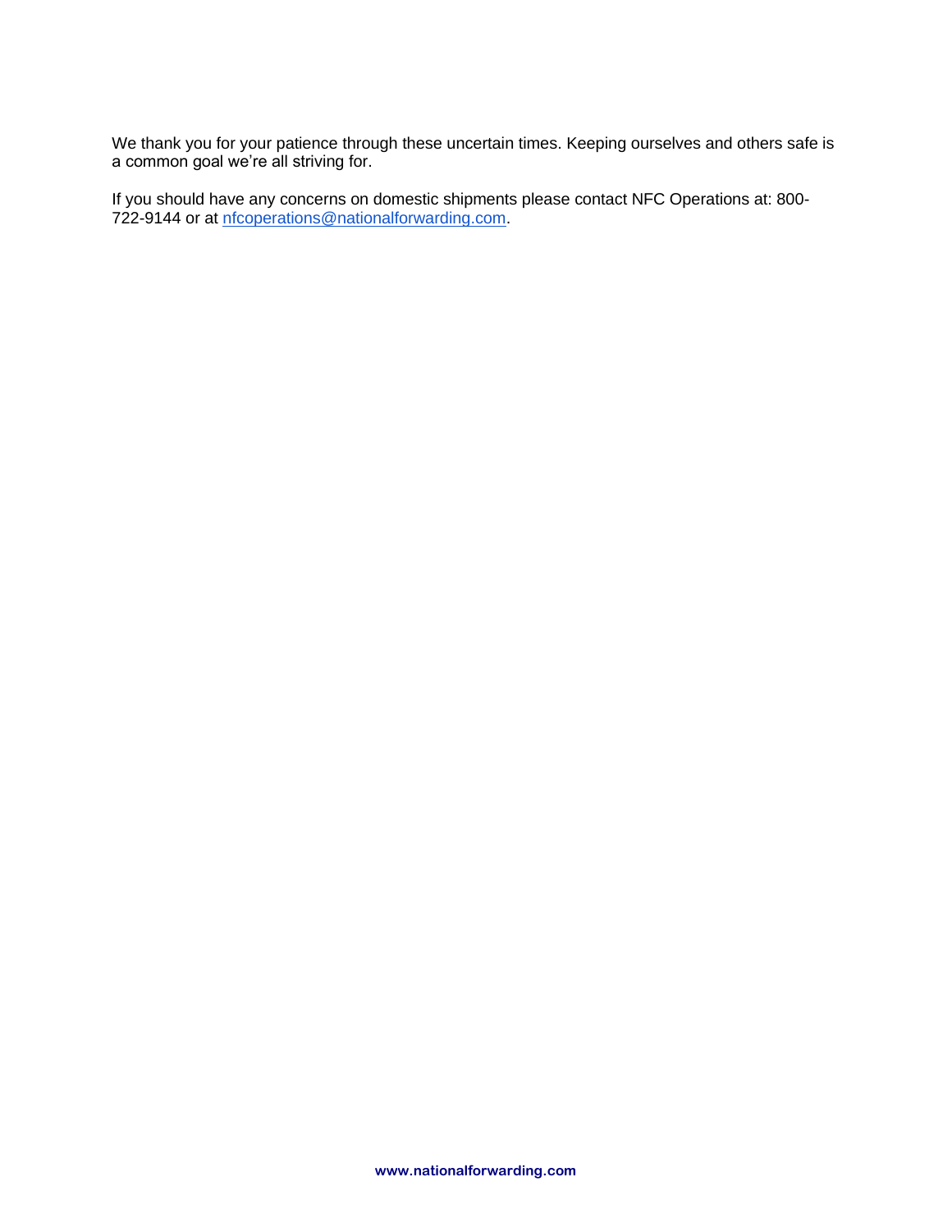We thank you for your patience through these uncertain times. Keeping ourselves and others safe is a common goal we're all striving for.

If you should have any concerns on domestic shipments please contact NFC Operations at: 800-722-9144 or at nfcoperations@nationalforwarding.com.

**www.nationalforwarding.com**